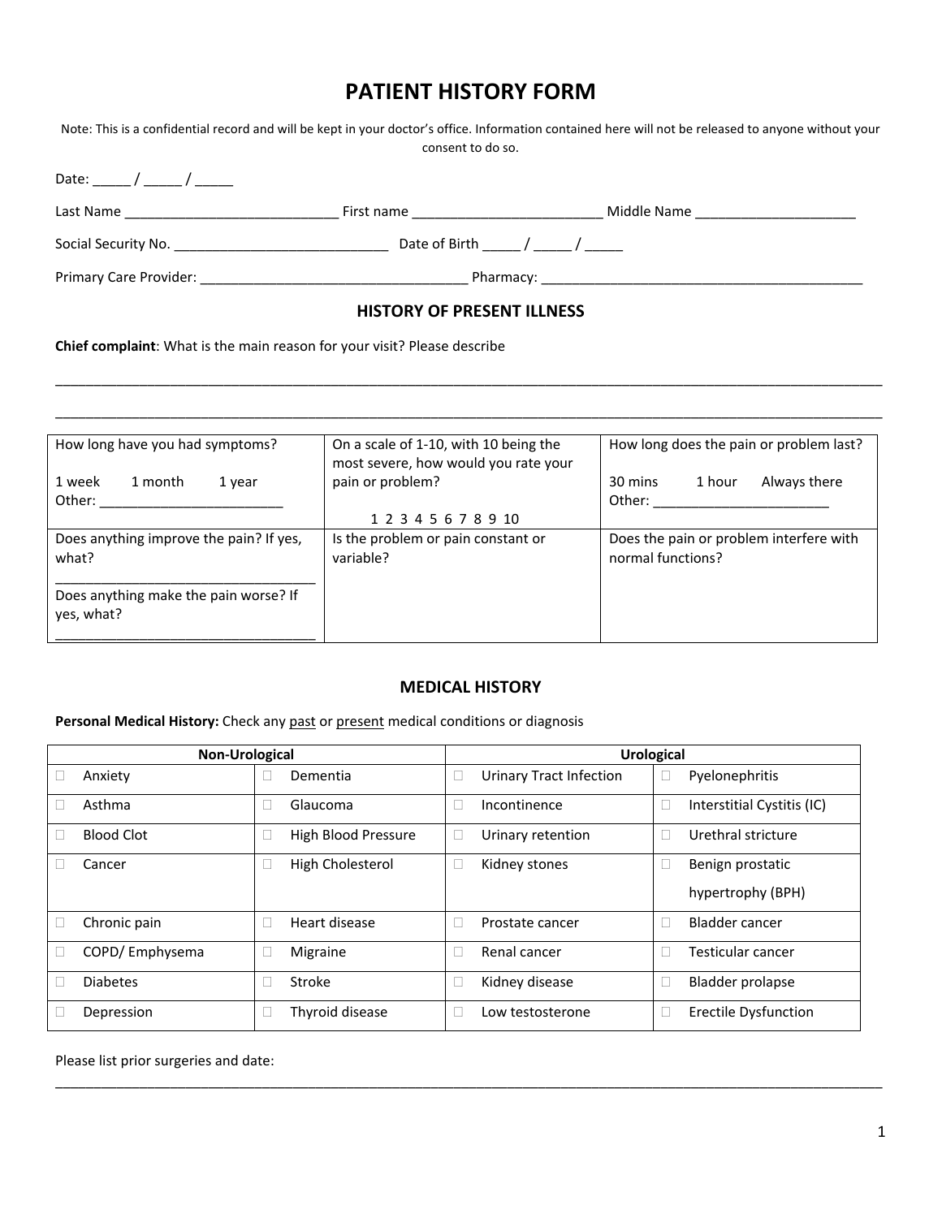# PATIENT HISTORY FORM

Note: This is a confidential record and will be kept in your doctor's office. Information contained here will not be released to anyone without your consent to do so.

Date: _____ / _____ / _____

Last Name ____________________________ First name _________________________ Middle Name _____________________

Social Security No. ____________________________ Date of Birth _____ / _____ / _____

Primary Care Provider: ___________________________________ Pharmacy: __________________________________________

## HISTORY OF PRESENT ILLNESS

**Chief complaint**: What is the main reason for your visit? Please describe

___________________________________________________________________________________________________________

___________________________________________________________________________________________________________

| | | |
|---|---|---|
| How long have you had symptoms?<br><br>1 week 1 month 1 year<br>Other: ________________________ | On a scale of 1-10, with 10 being the most severe, how would you rate your pain or problem?<br><br>1 2 3 4 5 6 7 8 9 10 | How long does the pain or problem last?<br><br>30 mins 1 hour Always there<br>Other: _______________________ |
| Does anything improve the pain? If yes, what?<br>__________________________________<br>Does anything make the pain worse? If yes, what?<br>__________________________________ | Is the problem or pain constant or variable? | Does the pain or problem interfere with normal functions? |

## MEDICAL HISTORY

**Personal Medical History:** Check any past or present medical conditions or diagnosis

| Non-Urological | | Urological | |
|---|---|---|---|
| ☐ Anxiety | ☐ Dementia | ☐ Urinary Tract Infection | ☐ Pyelonephritis |
| ☐ Asthma | ☐ Glaucoma | ☐ Incontinence | ☐ Interstitial Cystitis (IC) |
| ☐ Blood Clot | ☐ High Blood Pressure | ☐ Urinary retention | ☐ Urethral stricture |
| ☐ Cancer | ☐ High Cholesterol | ☐ Kidney stones | ☐ Benign prostatic hypertrophy (BPH) |
| ☐ Chronic pain | ☐ Heart disease | ☐ Prostate cancer | ☐ Bladder cancer |
| ☐ COPD/ Emphysema | ☐ Migraine | ☐ Renal cancer | ☐ Testicular cancer |
| ☐ Diabetes | ☐ Stroke | ☐ Kidney disease | ☐ Bladder prolapse |
| ☐ Depression | ☐ Thyroid disease | ☐ Low testosterone | ☐ Erectile Dysfunction |

Please list prior surgeries and date:

___________________________________________________________________________________________________________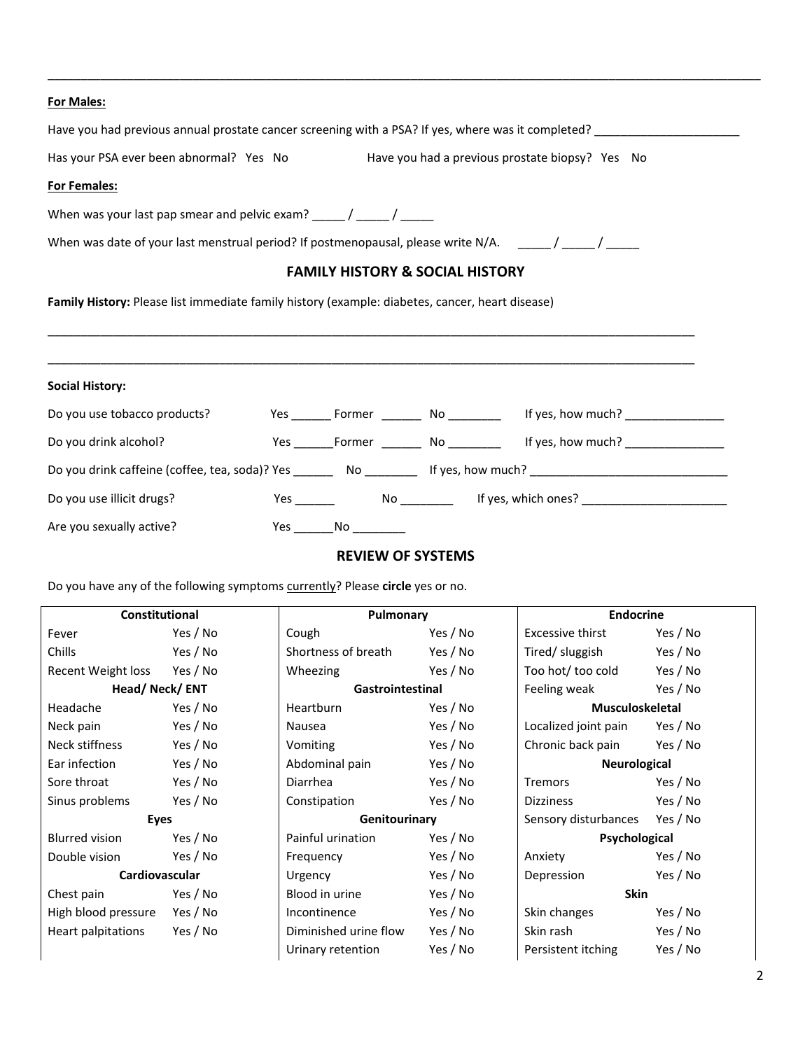**For Males:**

Have you had previous annual prostate cancer screening with a PSA? If yes, where was it completed? ______________________

Has your PSA ever been abnormal? Yes No

Have you had a previous prostate biopsy? Yes No

**For Females:**

When was your last pap smear and pelvic exam? _____ / _____ / _____

When was date of your last menstrual period? If postmenopausal, please write N/A. _____ / _____ / _____

## FAMILY HISTORY & SOCIAL HISTORY

**Family History:** Please list immediate family history (example: diabetes, cancer, heart disease)

______________________________________________________________________________________________

______________________________________________________________________________________________

**Social History:**

Do you use tobacco products? Yes ______ Former ______ No ________ If yes, how much? _______________

Do you drink alcohol? Yes ______ Former ______ No ________ If yes, how much? _______________

Do you drink caffeine (coffee, tea, soda)? Yes ______ No ________ If yes, how much? ______________________________

Do you use illicit drugs? Yes ______ No ________ If yes, which ones? ______________________

Are you sexually active? Yes ______ No ________

## REVIEW OF SYSTEMS

Do you have any of the following symptoms currently? Please **circle** yes or no.

| | | | | | |
|---|---|---|---|---|---|
| **Constitutional** | | **Pulmonary** | | **Endocrine** | |
| Fever | Yes / No | Cough | Yes / No | Excessive thirst | Yes / No |
| Chills | Yes / No | Shortness of breath | Yes / No | Tired/ sluggish | Yes / No |
| Recent Weight loss | Yes / No | Wheezing | Yes / No | Too hot/ too cold | Yes / No |
| **Head/ Neck/ ENT** | | **Gastrointestinal** | | Feeling weak | Yes / No |
| Headache | Yes / No | Heartburn | Yes / No | **Musculoskeletal** | |
| Neck pain | Yes / No | Nausea | Yes / No | Localized joint pain | Yes / No |
| Neck stiffness | Yes / No | Vomiting | Yes / No | Chronic back pain | Yes / No |
| Ear infection | Yes / No | Abdominal pain | Yes / No | **Neurological** | |
| Sore throat | Yes / No | Diarrhea | Yes / No | Tremors | Yes / No |
| Sinus problems | Yes / No | Constipation | Yes / No | Dizziness | Yes / No |
| **Eyes** | | **Genitourinary** | | Sensory disturbances | Yes / No |
| Blurred vision | Yes / No | Painful urination | Yes / No | **Psychological** | |
| Double vision | Yes / No | Frequency | Yes / No | Anxiety | Yes / No |
| **Cardiovascular** | | Urgency | Yes / No | Depression | Yes / No |
| Chest pain | Yes / No | Blood in urine | Yes / No | **Skin** | |
| High blood pressure | Yes / No | Incontinence | Yes / No | Skin changes | Yes / No |
| Heart palpitations | Yes / No | Diminished urine flow | Yes / No | Skin rash | Yes / No |
| | | Urinary retention | Yes / No | Persistent itching | Yes / No |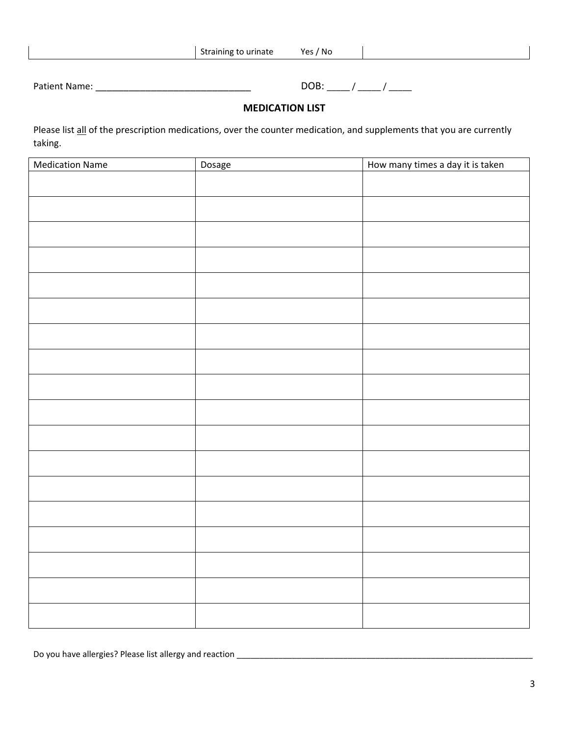| | | |
|---|---|---|
| | Straining to urinate Yes / No | |

Patient Name: ______________________________ DOB: ____ / ____ / ____

**MEDICATION LIST**

Please list all of the prescription medications, over the counter medication, and supplements that you are currently taking.

| Medication Name | Dosage | How many times a day it is taken |
|---|---|---|
| | | |
| | | |
| | | |
| | | |
| | | |
| | | |
| | | |
| | | |
| | | |
| | | |
| | | |
| | | |
| | | |
| | | |
| | | |
| | | |
| | | |
| | | |

Do you have allergies? Please list allergy and reaction ________________________________________________________________